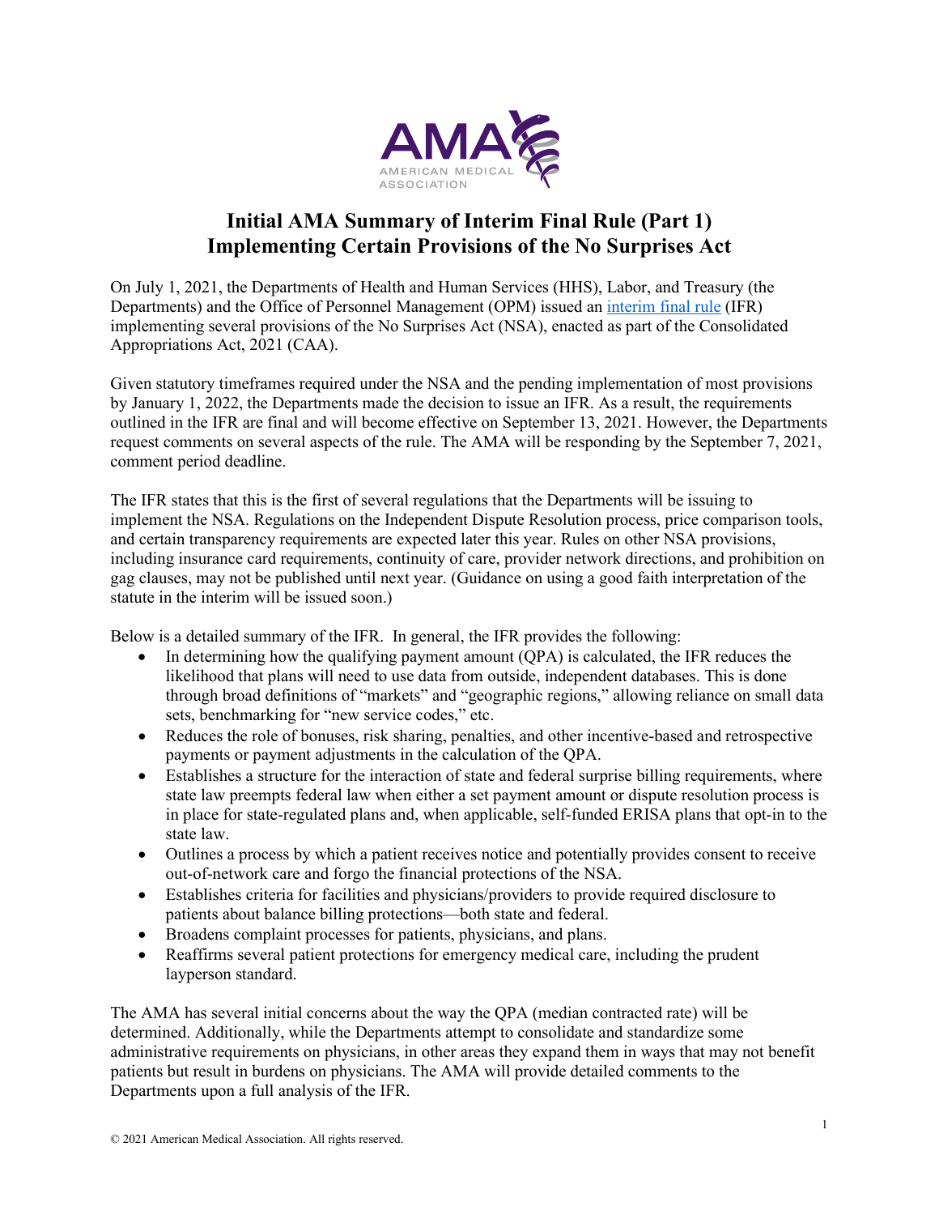# Initial AMA Summary of Interim Final Rule (Part 1) Implementing Certain Provisions of the No Surprises Act

On July 1, 2021, the Departments of Health and Human Services (HHS), Labor, and Treasury (the Departments) and the Office of Personnel Management (OPM) issued an interim final rule (IFR) implementing several provisions of the No Surprises Act (NSA), enacted as part of the Consolidated Appropriations Act, 2021 (CAA).

Given statutory timeframes required under the NSA and the pending implementation of most provisions by January 1, 2022, the Departments made the decision to issue an IFR. As a result, the requirements outlined in the IFR are final and will become effective on September 13, 2021. However, the Departments request comments on several aspects of the rule. The AMA will be responding by the September 7, 2021, comment period deadline.

The IFR states that this is the first of several regulations that the Departments will be issuing to implement the NSA. Regulations on the Independent Dispute Resolution process, price comparison tools, and certain transparency requirements are expected later this year. Rules on other NSA provisions, including insurance card requirements, continuity of care, provider network directions, and prohibition on gag clauses, may not be published until next year. (Guidance on using a good faith interpretation of the statute in the interim will be issued soon.)

Below is a detailed summary of the IFR. In general, the IFR provides the following:

- In determining how the qualifying payment amount (QPA) is calculated, the IFR reduces the likelihood that plans will need to use data from outside, independent databases. This is done through broad definitions of "markets" and "geographic regions," allowing reliance on small data sets, benchmarking for "new service codes," etc.
- Reduces the role of bonuses, risk sharing, penalties, and other incentive-based and retrospective payments or payment adjustments in the calculation of the QPA.
- Establishes a structure for the interaction of state and federal surprise billing requirements, where state law preempts federal law when either a set payment amount or dispute resolution process is in place for state-regulated plans and, when applicable, self-funded ERISA plans that opt-in to the state law.
- Outlines a process by which a patient receives notice and potentially provides consent to receive out-of-network care and forgo the financial protections of the NSA.
- Establishes criteria for facilities and physicians/providers to provide required disclosure to patients about balance billing protections—both state and federal.
- Broadens complaint processes for patients, physicians, and plans.
- Reaffirms several patient protections for emergency medical care, including the prudent layperson standard.

The AMA has several initial concerns about the way the QPA (median contracted rate) will be determined. Additionally, while the Departments attempt to consolidate and standardize some administrative requirements on physicians, in other areas they expand them in ways that may not benefit patients but result in burdens on physicians. The AMA will provide detailed comments to the Departments upon a full analysis of the IFR.

© 2021 American Medical Association. All rights reserved.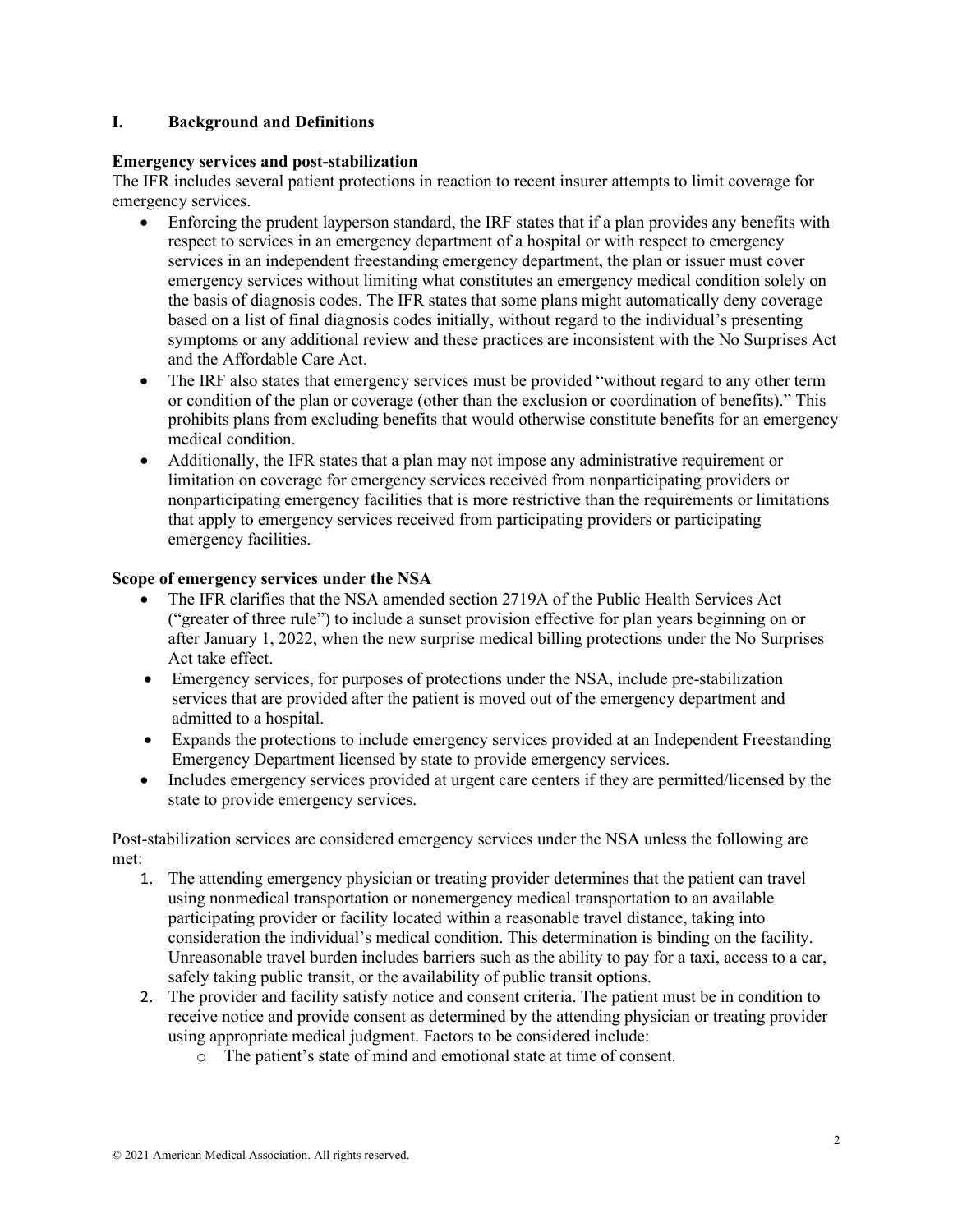## I. Background and Definitions

**Emergency services and post-stabilization**

The IFR includes several patient protections in reaction to recent insurer attempts to limit coverage for emergency services.

- Enforcing the prudent layperson standard, the IRF states that if a plan provides any benefits with respect to services in an emergency department of a hospital or with respect to emergency services in an independent freestanding emergency department, the plan or issuer must cover emergency services without limiting what constitutes an emergency medical condition solely on the basis of diagnosis codes. The IFR states that some plans might automatically deny coverage based on a list of final diagnosis codes initially, without regard to the individual's presenting symptoms or any additional review and these practices are inconsistent with the No Surprises Act and the Affordable Care Act.
- The IRF also states that emergency services must be provided "without regard to any other term or condition of the plan or coverage (other than the exclusion or coordination of benefits)." This prohibits plans from excluding benefits that would otherwise constitute benefits for an emergency medical condition.
- Additionally, the IFR states that a plan may not impose any administrative requirement or limitation on coverage for emergency services received from nonparticipating providers or nonparticipating emergency facilities that is more restrictive than the requirements or limitations that apply to emergency services received from participating providers or participating emergency facilities.

**Scope of emergency services under the NSA**

- The IFR clarifies that the NSA amended section 2719A of the Public Health Services Act ("greater of three rule") to include a sunset provision effective for plan years beginning on or after January 1, 2022, when the new surprise medical billing protections under the No Surprises Act take effect.
- Emergency services, for purposes of protections under the NSA, include pre-stabilization services that are provided after the patient is moved out of the emergency department and admitted to a hospital.
- Expands the protections to include emergency services provided at an Independent Freestanding Emergency Department licensed by state to provide emergency services.
- Includes emergency services provided at urgent care centers if they are permitted/licensed by the state to provide emergency services.

Post-stabilization services are considered emergency services under the NSA unless the following are met:

1. The attending emergency physician or treating provider determines that the patient can travel using nonmedical transportation or nonemergency medical transportation to an available participating provider or facility located within a reasonable travel distance, taking into consideration the individual's medical condition. This determination is binding on the facility. Unreasonable travel burden includes barriers such as the ability to pay for a taxi, access to a car, safely taking public transit, or the availability of public transit options.
2. The provider and facility satisfy notice and consent criteria. The patient must be in condition to receive notice and provide consent as determined by the attending physician or treating provider using appropriate medical judgment. Factors to be considered include:
   - The patient's state of mind and emotional state at time of consent.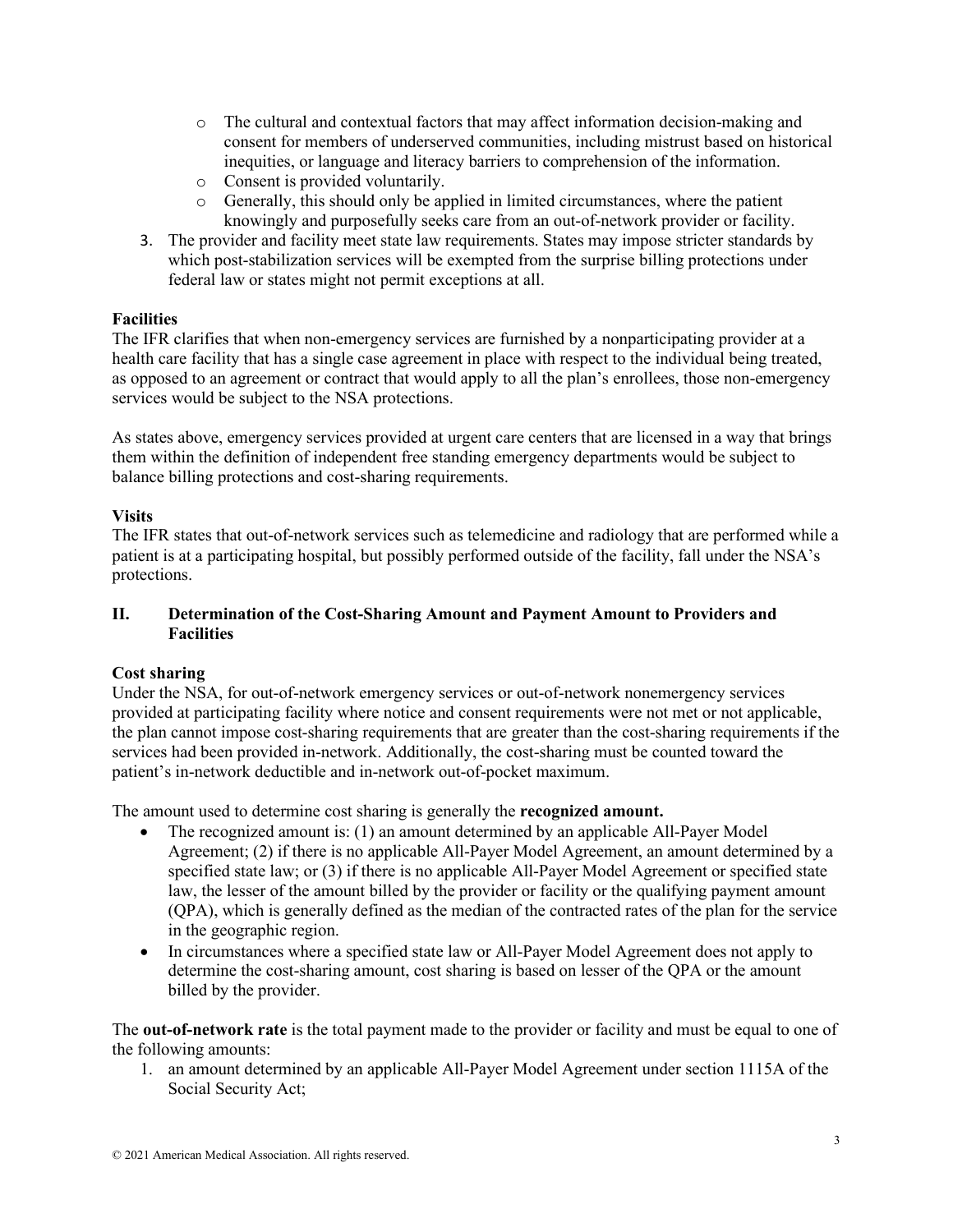- The cultural and contextual factors that may affect information decision-making and consent for members of underserved communities, including mistrust based on historical inequities, or language and literacy barriers to comprehension of the information.
    - Consent is provided voluntarily.
    - Generally, this should only be applied in limited circumstances, where the patient knowingly and purposefully seeks care from an out-of-network provider or facility.
3. The provider and facility meet state law requirements. States may impose stricter standards by which post-stabilization services will be exempted from the surprise billing protections under federal law or states might not permit exceptions at all.

**Facilities**

The IFR clarifies that when non-emergency services are furnished by a nonparticipating provider at a health care facility that has a single case agreement in place with respect to the individual being treated, as opposed to an agreement or contract that would apply to all the plan's enrollees, those non-emergency services would be subject to the NSA protections.

As states above, emergency services provided at urgent care centers that are licensed in a way that brings them within the definition of independent free standing emergency departments would be subject to balance billing protections and cost-sharing requirements.

**Visits**

The IFR states that out-of-network services such as telemedicine and radiology that are performed while a patient is at a participating hospital, but possibly performed outside of the facility, fall under the NSA's protections.

## II. Determination of the Cost-Sharing Amount and Payment Amount to Providers and Facilities

**Cost sharing**

Under the NSA, for out-of-network emergency services or out-of-network nonemergency services provided at participating facility where notice and consent requirements were not met or not applicable, the plan cannot impose cost-sharing requirements that are greater than the cost-sharing requirements if the services had been provided in-network. Additionally, the cost-sharing must be counted toward the patient's in-network deductible and in-network out-of-pocket maximum.

The amount used to determine cost sharing is generally the **recognized amount.**

- The recognized amount is: (1) an amount determined by an applicable All-Payer Model Agreement; (2) if there is no applicable All-Payer Model Agreement, an amount determined by a specified state law; or (3) if there is no applicable All-Payer Model Agreement or specified state law, the lesser of the amount billed by the provider or facility or the qualifying payment amount (QPA), which is generally defined as the median of the contracted rates of the plan for the service in the geographic region.
- In circumstances where a specified state law or All-Payer Model Agreement does not apply to determine the cost-sharing amount, cost sharing is based on lesser of the QPA or the amount billed by the provider.

The **out-of-network rate** is the total payment made to the provider or facility and must be equal to one of the following amounts:

1. an amount determined by an applicable All-Payer Model Agreement under section 1115A of the Social Security Act;

© 2021 American Medical Association. All rights reserved.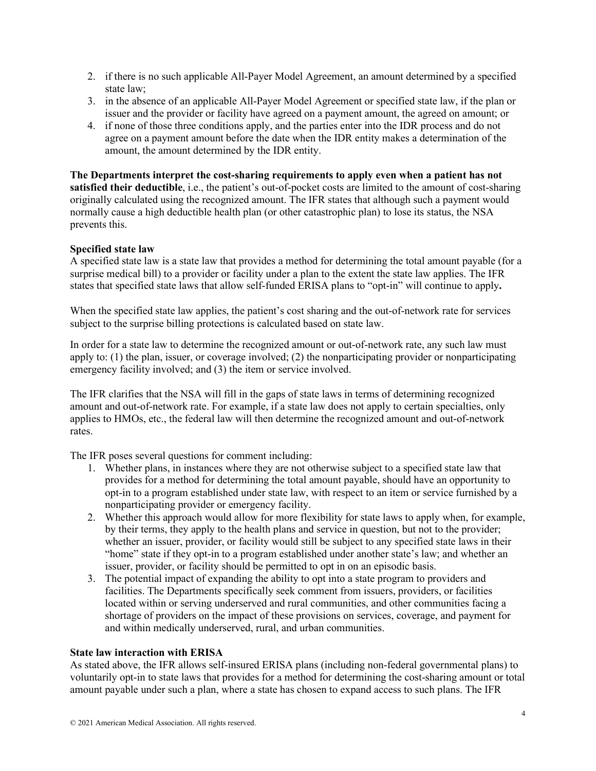2. if there is no such applicable All-Payer Model Agreement, an amount determined by a specified state law;
3. in the absence of an applicable All-Payer Model Agreement or specified state law, if the plan or issuer and the provider or facility have agreed on a payment amount, the agreed on amount; or
4. if none of those three conditions apply, and the parties enter into the IDR process and do not agree on a payment amount before the date when the IDR entity makes a determination of the amount, the amount determined by the IDR entity.

**The Departments interpret the cost-sharing requirements to apply even when a patient has not satisfied their deductible**, i.e., the patient's out-of-pocket costs are limited to the amount of cost-sharing originally calculated using the recognized amount. The IFR states that although such a payment would normally cause a high deductible health plan (or other catastrophic plan) to lose its status, the NSA prevents this.

**Specified state law**

A specified state law is a state law that provides a method for determining the total amount payable (for a surprise medical bill) to a provider or facility under a plan to the extent the state law applies. The IFR states that specified state laws that allow self-funded ERISA plans to "opt-in" will continue to apply**.**

When the specified state law applies, the patient's cost sharing and the out-of-network rate for services subject to the surprise billing protections is calculated based on state law.

In order for a state law to determine the recognized amount or out-of-network rate, any such law must apply to: (1) the plan, issuer, or coverage involved; (2) the nonparticipating provider or nonparticipating emergency facility involved; and (3) the item or service involved.

The IFR clarifies that the NSA will fill in the gaps of state laws in terms of determining recognized amount and out-of-network rate. For example, if a state law does not apply to certain specialties, only applies to HMOs, etc., the federal law will then determine the recognized amount and out-of-network rates.

The IFR poses several questions for comment including:

1. Whether plans, in instances where they are not otherwise subject to a specified state law that provides for a method for determining the total amount payable, should have an opportunity to opt-in to a program established under state law, with respect to an item or service furnished by a nonparticipating provider or emergency facility.
2. Whether this approach would allow for more flexibility for state laws to apply when, for example, by their terms, they apply to the health plans and service in question, but not to the provider; whether an issuer, provider, or facility would still be subject to any specified state laws in their "home" state if they opt-in to a program established under another state's law; and whether an issuer, provider, or facility should be permitted to opt in on an episodic basis.
3. The potential impact of expanding the ability to opt into a state program to providers and facilities. The Departments specifically seek comment from issuers, providers, or facilities located within or serving underserved and rural communities, and other communities facing a shortage of providers on the impact of these provisions on services, coverage, and payment for and within medically underserved, rural, and urban communities.

**State law interaction with ERISA**

As stated above, the IFR allows self-insured ERISA plans (including non-federal governmental plans) to voluntarily opt-in to state laws that provides for a method for determining the cost-sharing amount or total amount payable under such a plan, where a state has chosen to expand access to such plans. The IFR

© 2021 American Medical Association. All rights reserved.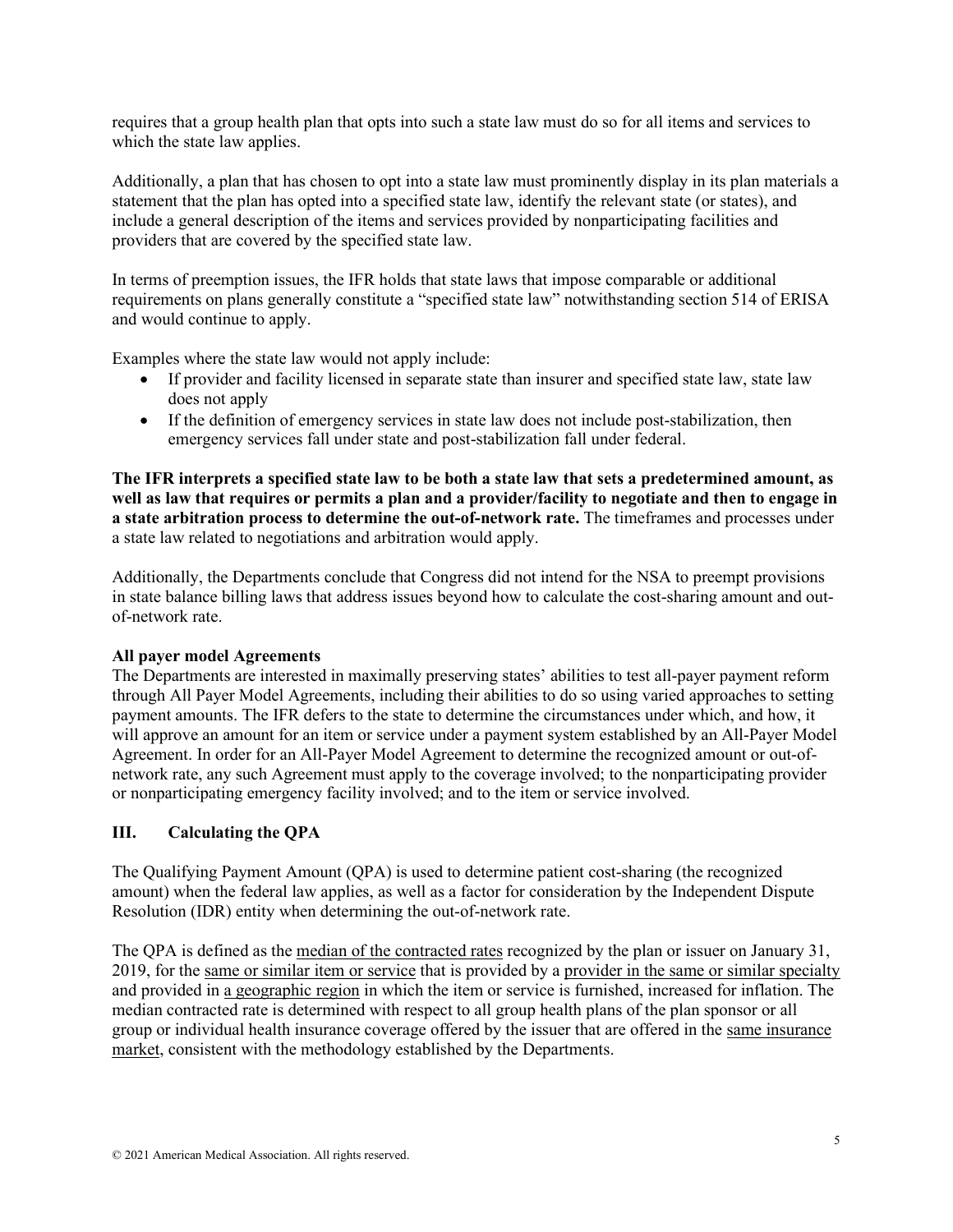requires that a group health plan that opts into such a state law must do so for all items and services to which the state law applies.

Additionally, a plan that has chosen to opt into a state law must prominently display in its plan materials a statement that the plan has opted into a specified state law, identify the relevant state (or states), and include a general description of the items and services provided by nonparticipating facilities and providers that are covered by the specified state law.

In terms of preemption issues, the IFR holds that state laws that impose comparable or additional requirements on plans generally constitute a "specified state law" notwithstanding section 514 of ERISA and would continue to apply.

Examples where the state law would not apply include:

- If provider and facility licensed in separate state than insurer and specified state law, state law does not apply
- If the definition of emergency services in state law does not include post-stabilization, then emergency services fall under state and post-stabilization fall under federal.

**The IFR interprets a specified state law to be both a state law that sets a predetermined amount, as well as law that requires or permits a plan and a provider/facility to negotiate and then to engage in a state arbitration process to determine the out-of-network rate.** The timeframes and processes under a state law related to negotiations and arbitration would apply.

Additionally, the Departments conclude that Congress did not intend for the NSA to preempt provisions in state balance billing laws that address issues beyond how to calculate the cost-sharing amount and out-of-network rate.

**All payer model Agreements**

The Departments are interested in maximally preserving states' abilities to test all-payer payment reform through All Payer Model Agreements, including their abilities to do so using varied approaches to setting payment amounts. The IFR defers to the state to determine the circumstances under which, and how, it will approve an amount for an item or service under a payment system established by an All-Payer Model Agreement. In order for an All-Payer Model Agreement to determine the recognized amount or out-of-network rate, any such Agreement must apply to the coverage involved; to the nonparticipating provider or nonparticipating emergency facility involved; and to the item or service involved.

## III. Calculating the QPA

The Qualifying Payment Amount (QPA) is used to determine patient cost-sharing (the recognized amount) when the federal law applies, as well as a factor for consideration by the Independent Dispute Resolution (IDR) entity when determining the out-of-network rate.

The QPA is defined as the <u>median of the contracted rates</u> recognized by the plan or issuer on January 31, 2019, for the <u>same or similar item or service</u> that is provided by a <u>provider in the same or similar specialty</u> and provided in <u>a geographic region</u> in which the item or service is furnished, increased for inflation. The median contracted rate is determined with respect to all group health plans of the plan sponsor or all group or individual health insurance coverage offered by the issuer that are offered in the <u>same insurance market</u>, consistent with the methodology established by the Departments.

© 2021 American Medical Association. All rights reserved.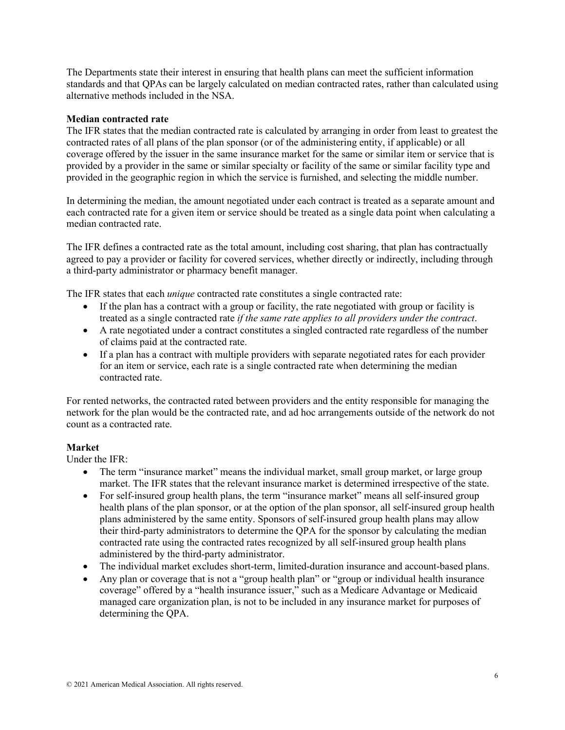The Departments state their interest in ensuring that health plans can meet the sufficient information standards and that QPAs can be largely calculated on median contracted rates, rather than calculated using alternative methods included in the NSA.

**Median contracted rate**

The IFR states that the median contracted rate is calculated by arranging in order from least to greatest the contracted rates of all plans of the plan sponsor (or of the administering entity, if applicable) or all coverage offered by the issuer in the same insurance market for the same or similar item or service that is provided by a provider in the same or similar specialty or facility of the same or similar facility type and provided in the geographic region in which the service is furnished, and selecting the middle number.

In determining the median, the amount negotiated under each contract is treated as a separate amount and each contracted rate for a given item or service should be treated as a single data point when calculating a median contracted rate.

The IFR defines a contracted rate as the total amount, including cost sharing, that plan has contractually agreed to pay a provider or facility for covered services, whether directly or indirectly, including through a third-party administrator or pharmacy benefit manager.

The IFR states that each *unique* contracted rate constitutes a single contracted rate:

- If the plan has a contract with a group or facility, the rate negotiated with group or facility is treated as a single contracted rate *if the same rate applies to all providers under the contract*.
- A rate negotiated under a contract constitutes a singled contracted rate regardless of the number of claims paid at the contracted rate.
- If a plan has a contract with multiple providers with separate negotiated rates for each provider for an item or service, each rate is a single contracted rate when determining the median contracted rate.

For rented networks, the contracted rated between providers and the entity responsible for managing the network for the plan would be the contracted rate, and ad hoc arrangements outside of the network do not count as a contracted rate.

**Market**

Under the IFR:

- The term "insurance market" means the individual market, small group market, or large group market. The IFR states that the relevant insurance market is determined irrespective of the state.
- For self-insured group health plans, the term "insurance market" means all self-insured group health plans of the plan sponsor, or at the option of the plan sponsor, all self-insured group health plans administered by the same entity. Sponsors of self-insured group health plans may allow their third-party administrators to determine the QPA for the sponsor by calculating the median contracted rate using the contracted rates recognized by all self-insured group health plans administered by the third-party administrator.
- The individual market excludes short-term, limited-duration insurance and account-based plans.
- Any plan or coverage that is not a "group health plan" or "group or individual health insurance coverage" offered by a "health insurance issuer," such as a Medicare Advantage or Medicaid managed care organization plan, is not to be included in any insurance market for purposes of determining the QPA.

© 2021 American Medical Association. All rights reserved.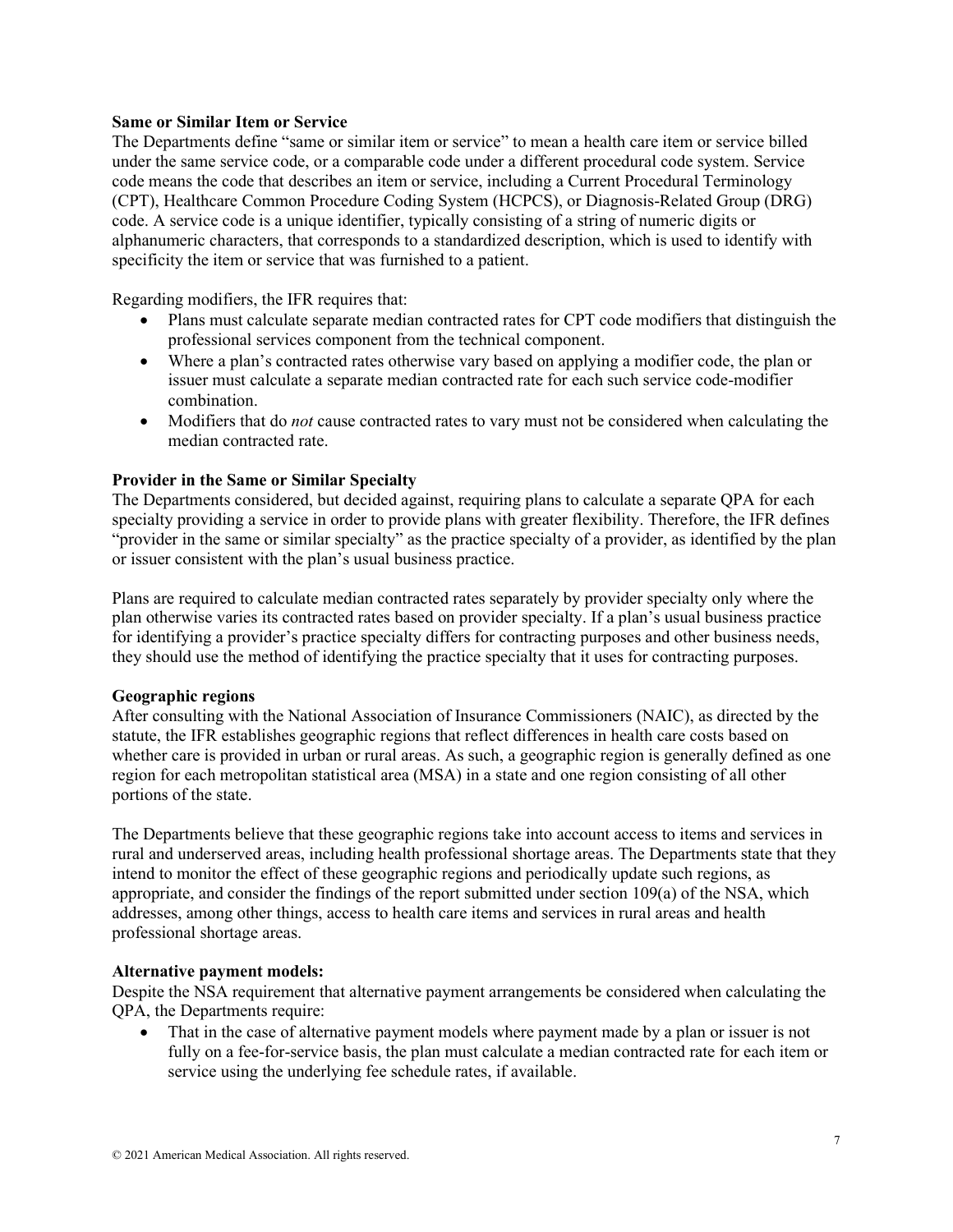**Same or Similar Item or Service**

The Departments define "same or similar item or service" to mean a health care item or service billed under the same service code, or a comparable code under a different procedural code system. Service code means the code that describes an item or service, including a Current Procedural Terminology (CPT), Healthcare Common Procedure Coding System (HCPCS), or Diagnosis-Related Group (DRG) code. A service code is a unique identifier, typically consisting of a string of numeric digits or alphanumeric characters, that corresponds to a standardized description, which is used to identify with specificity the item or service that was furnished to a patient.

Regarding modifiers, the IFR requires that:

- Plans must calculate separate median contracted rates for CPT code modifiers that distinguish the professional services component from the technical component.
- Where a plan's contracted rates otherwise vary based on applying a modifier code, the plan or issuer must calculate a separate median contracted rate for each such service code-modifier combination.
- Modifiers that do *not* cause contracted rates to vary must not be considered when calculating the median contracted rate.

**Provider in the Same or Similar Specialty**

The Departments considered, but decided against, requiring plans to calculate a separate QPA for each specialty providing a service in order to provide plans with greater flexibility. Therefore, the IFR defines "provider in the same or similar specialty" as the practice specialty of a provider, as identified by the plan or issuer consistent with the plan's usual business practice.

Plans are required to calculate median contracted rates separately by provider specialty only where the plan otherwise varies its contracted rates based on provider specialty. If a plan's usual business practice for identifying a provider's practice specialty differs for contracting purposes and other business needs, they should use the method of identifying the practice specialty that it uses for contracting purposes.

**Geographic regions**

After consulting with the National Association of Insurance Commissioners (NAIC), as directed by the statute, the IFR establishes geographic regions that reflect differences in health care costs based on whether care is provided in urban or rural areas. As such, a geographic region is generally defined as one region for each metropolitan statistical area (MSA) in a state and one region consisting of all other portions of the state.

The Departments believe that these geographic regions take into account access to items and services in rural and underserved areas, including health professional shortage areas. The Departments state that they intend to monitor the effect of these geographic regions and periodically update such regions, as appropriate, and consider the findings of the report submitted under section 109(a) of the NSA, which addresses, among other things, access to health care items and services in rural areas and health professional shortage areas.

**Alternative payment models:**

Despite the NSA requirement that alternative payment arrangements be considered when calculating the QPA, the Departments require:

- That in the case of alternative payment models where payment made by a plan or issuer is not fully on a fee-for-service basis, the plan must calculate a median contracted rate for each item or service using the underlying fee schedule rates, if available.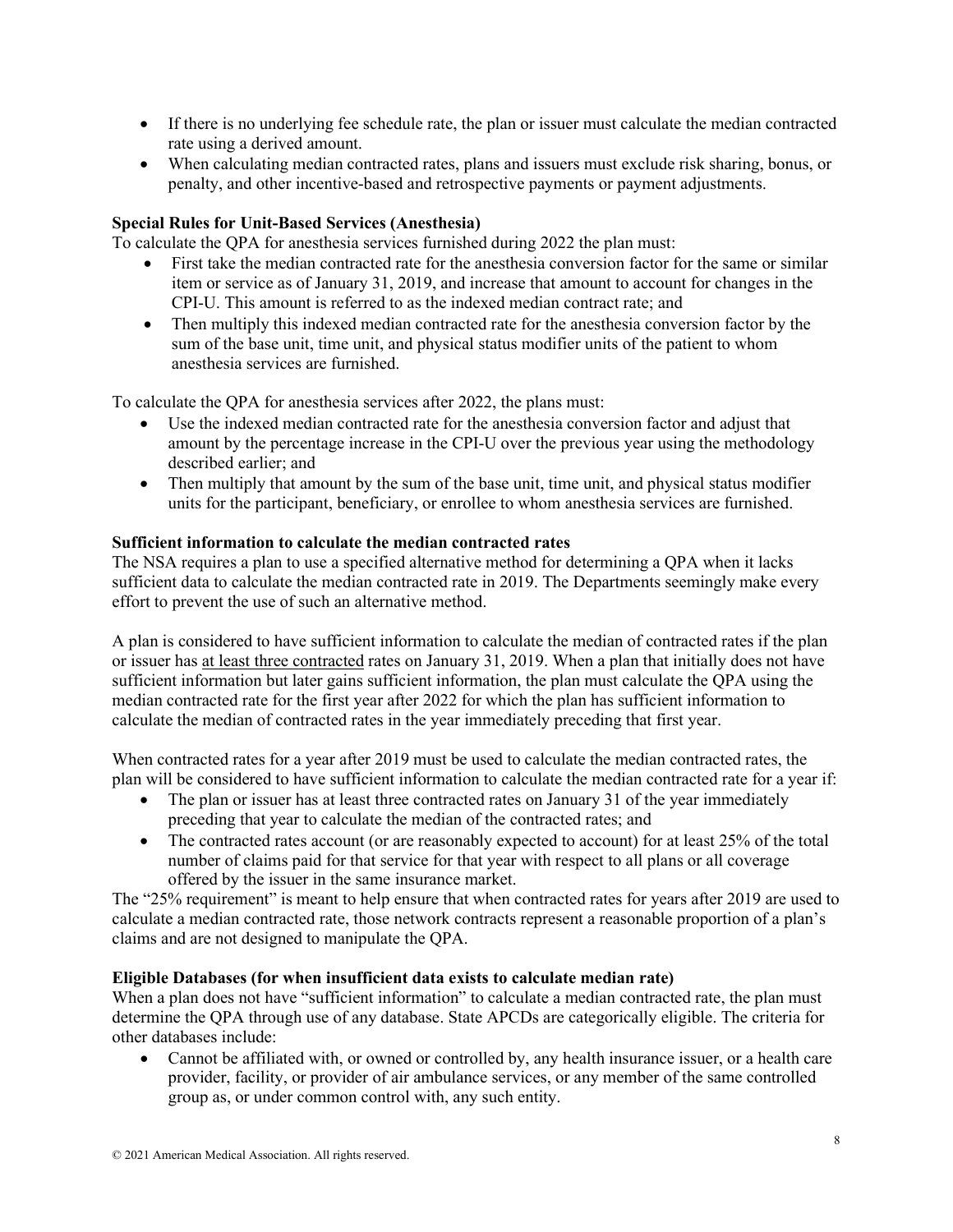- If there is no underlying fee schedule rate, the plan or issuer must calculate the median contracted rate using a derived amount.
- When calculating median contracted rates, plans and issuers must exclude risk sharing, bonus, or penalty, and other incentive-based and retrospective payments or payment adjustments.

**Special Rules for Unit-Based Services (Anesthesia)**

To calculate the QPA for anesthesia services furnished during 2022 the plan must:

- First take the median contracted rate for the anesthesia conversion factor for the same or similar item or service as of January 31, 2019, and increase that amount to account for changes in the CPI-U. This amount is referred to as the indexed median contract rate; and
- Then multiply this indexed median contracted rate for the anesthesia conversion factor by the sum of the base unit, time unit, and physical status modifier units of the patient to whom anesthesia services are furnished.

To calculate the QPA for anesthesia services after 2022, the plans must:

- Use the indexed median contracted rate for the anesthesia conversion factor and adjust that amount by the percentage increase in the CPI-U over the previous year using the methodology described earlier; and
- Then multiply that amount by the sum of the base unit, time unit, and physical status modifier units for the participant, beneficiary, or enrollee to whom anesthesia services are furnished.

**Sufficient information to calculate the median contracted rates**

The NSA requires a plan to use a specified alternative method for determining a QPA when it lacks sufficient data to calculate the median contracted rate in 2019. The Departments seemingly make every effort to prevent the use of such an alternative method.

A plan is considered to have sufficient information to calculate the median of contracted rates if the plan or issuer has at least three contracted rates on January 31, 2019. When a plan that initially does not have sufficient information but later gains sufficient information, the plan must calculate the QPA using the median contracted rate for the first year after 2022 for which the plan has sufficient information to calculate the median of contracted rates in the year immediately preceding that first year.

When contracted rates for a year after 2019 must be used to calculate the median contracted rates, the plan will be considered to have sufficient information to calculate the median contracted rate for a year if:

- The plan or issuer has at least three contracted rates on January 31 of the year immediately preceding that year to calculate the median of the contracted rates; and
- The contracted rates account (or are reasonably expected to account) for at least 25% of the total number of claims paid for that service for that year with respect to all plans or all coverage offered by the issuer in the same insurance market.

The "25% requirement" is meant to help ensure that when contracted rates for years after 2019 are used to calculate a median contracted rate, those network contracts represent a reasonable proportion of a plan's claims and are not designed to manipulate the QPA.

**Eligible Databases (for when insufficient data exists to calculate median rate)**

When a plan does not have "sufficient information" to calculate a median contracted rate, the plan must determine the QPA through use of any database. State APCDs are categorically eligible. The criteria for other databases include:

- Cannot be affiliated with, or owned or controlled by, any health insurance issuer, or a health care provider, facility, or provider of air ambulance services, or any member of the same controlled group as, or under common control with, any such entity.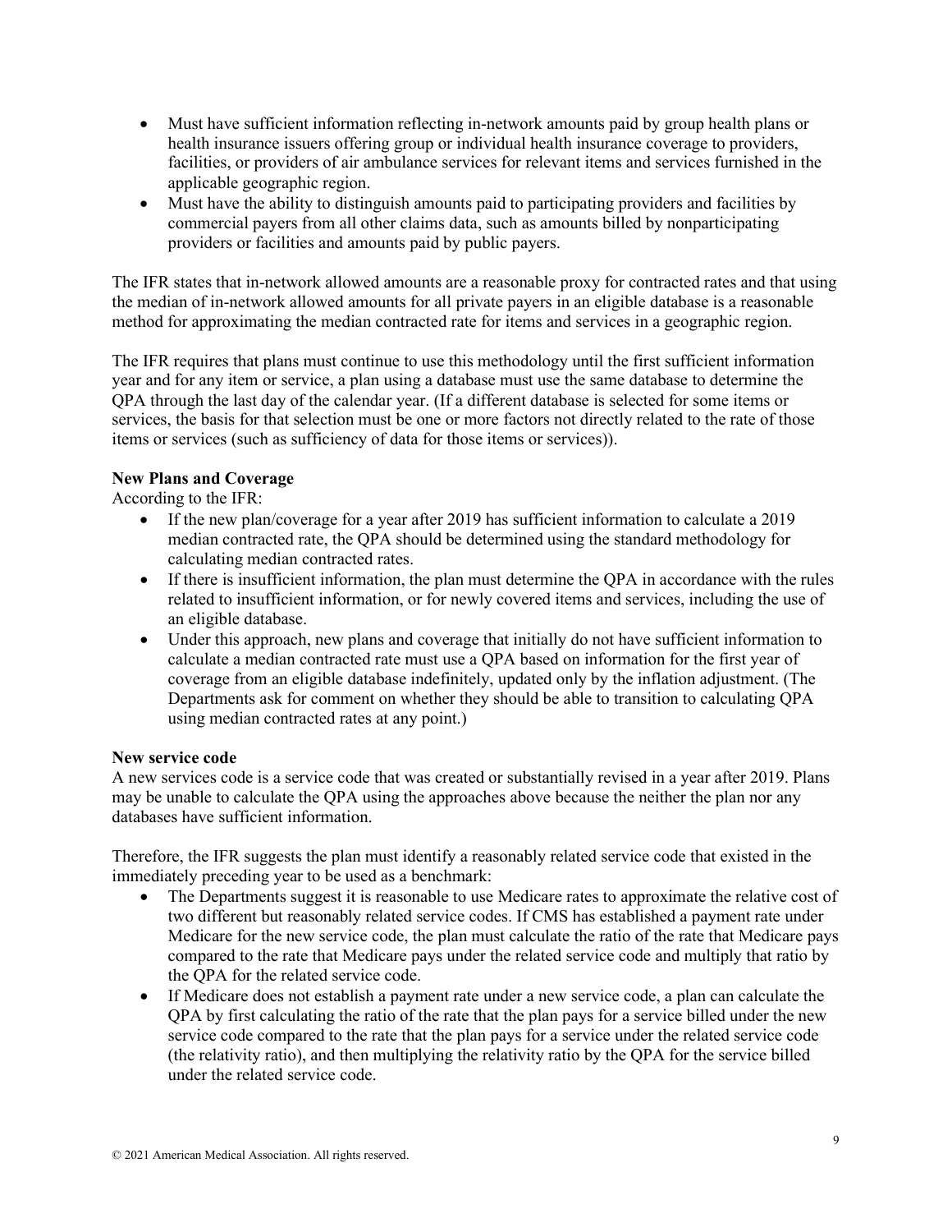- Must have sufficient information reflecting in-network amounts paid by group health plans or health insurance issuers offering group or individual health insurance coverage to providers, facilities, or providers of air ambulance services for relevant items and services furnished in the applicable geographic region.
- Must have the ability to distinguish amounts paid to participating providers and facilities by commercial payers from all other claims data, such as amounts billed by nonparticipating providers or facilities and amounts paid by public payers.

The IFR states that in-network allowed amounts are a reasonable proxy for contracted rates and that using the median of in-network allowed amounts for all private payers in an eligible database is a reasonable method for approximating the median contracted rate for items and services in a geographic region.

The IFR requires that plans must continue to use this methodology until the first sufficient information year and for any item or service, a plan using a database must use the same database to determine the QPA through the last day of the calendar year. (If a different database is selected for some items or services, the basis for that selection must be one or more factors not directly related to the rate of those items or services (such as sufficiency of data for those items or services)).

**New Plans and Coverage**
According to the IFR:

- If the new plan/coverage for a year after 2019 has sufficient information to calculate a 2019 median contracted rate, the QPA should be determined using the standard methodology for calculating median contracted rates.
- If there is insufficient information, the plan must determine the QPA in accordance with the rules related to insufficient information, or for newly covered items and services, including the use of an eligible database.
- Under this approach, new plans and coverage that initially do not have sufficient information to calculate a median contracted rate must use a QPA based on information for the first year of coverage from an eligible database indefinitely, updated only by the inflation adjustment. (The Departments ask for comment on whether they should be able to transition to calculating QPA using median contracted rates at any point.)

**New service code**
A new services code is a service code that was created or substantially revised in a year after 2019. Plans may be unable to calculate the QPA using the approaches above because the neither the plan nor any databases have sufficient information.

Therefore, the IFR suggests the plan must identify a reasonably related service code that existed in the immediately preceding year to be used as a benchmark:

- The Departments suggest it is reasonable to use Medicare rates to approximate the relative cost of two different but reasonably related service codes. If CMS has established a payment rate under Medicare for the new service code, the plan must calculate the ratio of the rate that Medicare pays compared to the rate that Medicare pays under the related service code and multiply that ratio by the QPA for the related service code.
- If Medicare does not establish a payment rate under a new service code, a plan can calculate the QPA by first calculating the ratio of the rate that the plan pays for a service billed under the new service code compared to the rate that the plan pays for a service under the related service code (the relativity ratio), and then multiplying the relativity ratio by the QPA for the service billed under the related service code.

© 2021 American Medical Association. All rights reserved.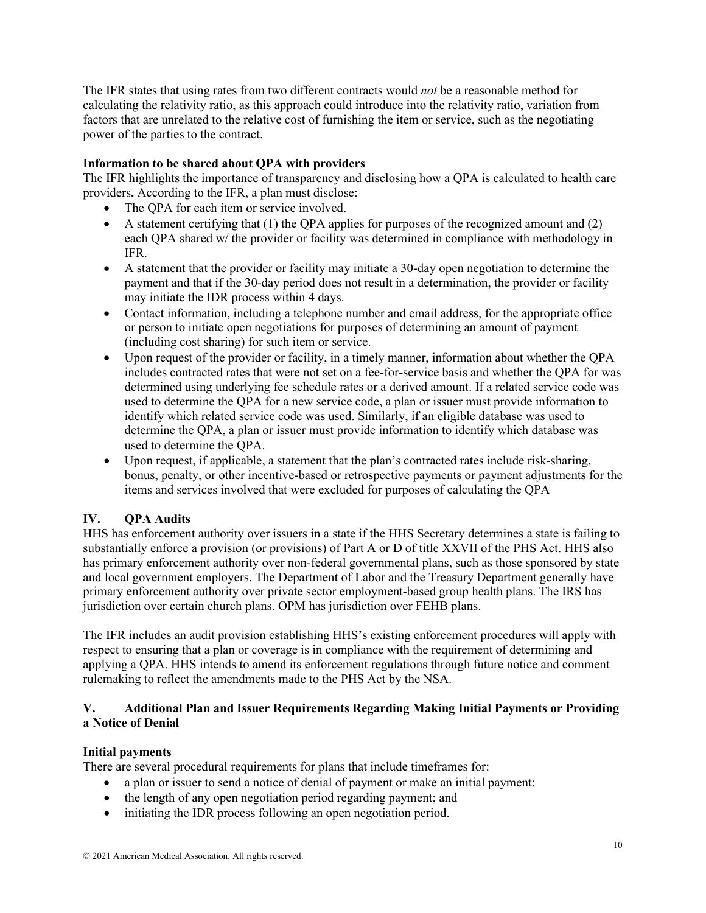The IFR states that using rates from two different contracts would *not* be a reasonable method for calculating the relativity ratio, as this approach could introduce into the relativity ratio, variation from factors that are unrelated to the relative cost of furnishing the item or service, such as the negotiating power of the parties to the contract.

**Information to be shared about QPA with providers**

The IFR highlights the importance of transparency and disclosing how a QPA is calculated to health care providers**.** According to the IFR, a plan must disclose:

- The QPA for each item or service involved.
- A statement certifying that (1) the QPA applies for purposes of the recognized amount and (2) each QPA shared w/ the provider or facility was determined in compliance with methodology in IFR.
- A statement that the provider or facility may initiate a 30-day open negotiation to determine the payment and that if the 30-day period does not result in a determination, the provider or facility may initiate the IDR process within 4 days.
- Contact information, including a telephone number and email address, for the appropriate office or person to initiate open negotiations for purposes of determining an amount of payment (including cost sharing) for such item or service.
- Upon request of the provider or facility, in a timely manner, information about whether the QPA includes contracted rates that were not set on a fee-for-service basis and whether the QPA for was determined using underlying fee schedule rates or a derived amount. If a related service code was used to determine the QPA for a new service code, a plan or issuer must provide information to identify which related service code was used. Similarly, if an eligible database was used to determine the QPA, a plan or issuer must provide information to identify which database was used to determine the QPA.
- Upon request, if applicable, a statement that the plan's contracted rates include risk-sharing, bonus, penalty, or other incentive-based or retrospective payments or payment adjustments for the items and services involved that were excluded for purposes of calculating the QPA

## IV. QPA Audits

HHS has enforcement authority over issuers in a state if the HHS Secretary determines a state is failing to substantially enforce a provision (or provisions) of Part A or D of title XXVII of the PHS Act. HHS also has primary enforcement authority over non-federal governmental plans, such as those sponsored by state and local government employers. The Department of Labor and the Treasury Department generally have primary enforcement authority over private sector employment-based group health plans. The IRS has jurisdiction over certain church plans. OPM has jurisdiction over FEHB plans.

The IFR includes an audit provision establishing HHS's existing enforcement procedures will apply with respect to ensuring that a plan or coverage is in compliance with the requirement of determining and applying a QPA. HHS intends to amend its enforcement regulations through future notice and comment rulemaking to reflect the amendments made to the PHS Act by the NSA.

## V. Additional Plan and Issuer Requirements Regarding Making Initial Payments or Providing a Notice of Denial

**Initial payments**

There are several procedural requirements for plans that include timeframes for:

- a plan or issuer to send a notice of denial of payment or make an initial payment;
- the length of any open negotiation period regarding payment; and
- initiating the IDR process following an open negotiation period.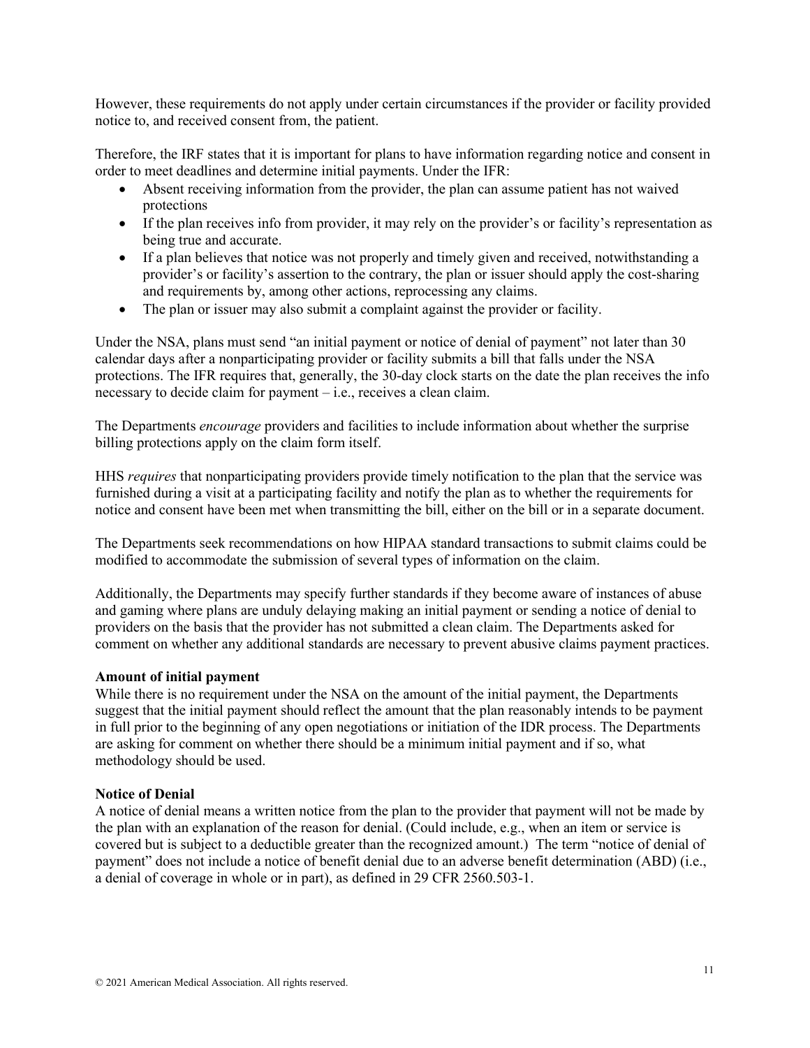However, these requirements do not apply under certain circumstances if the provider or facility provided notice to, and received consent from, the patient.

Therefore, the IRF states that it is important for plans to have information regarding notice and consent in order to meet deadlines and determine initial payments. Under the IFR:

- Absent receiving information from the provider, the plan can assume patient has not waived protections
- If the plan receives info from provider, it may rely on the provider's or facility's representation as being true and accurate.
- If a plan believes that notice was not properly and timely given and received, notwithstanding a provider's or facility's assertion to the contrary, the plan or issuer should apply the cost-sharing and requirements by, among other actions, reprocessing any claims.
- The plan or issuer may also submit a complaint against the provider or facility.

Under the NSA, plans must send "an initial payment or notice of denial of payment" not later than 30 calendar days after a nonparticipating provider or facility submits a bill that falls under the NSA protections. The IFR requires that, generally, the 30-day clock starts on the date the plan receives the info necessary to decide claim for payment – i.e., receives a clean claim.

The Departments *encourage* providers and facilities to include information about whether the surprise billing protections apply on the claim form itself.

HHS *requires* that nonparticipating providers provide timely notification to the plan that the service was furnished during a visit at a participating facility and notify the plan as to whether the requirements for notice and consent have been met when transmitting the bill, either on the bill or in a separate document.

The Departments seek recommendations on how HIPAA standard transactions to submit claims could be modified to accommodate the submission of several types of information on the claim.

Additionally, the Departments may specify further standards if they become aware of instances of abuse and gaming where plans are unduly delaying making an initial payment or sending a notice of denial to providers on the basis that the provider has not submitted a clean claim. The Departments asked for comment on whether any additional standards are necessary to prevent abusive claims payment practices.

**Amount of initial payment**

While there is no requirement under the NSA on the amount of the initial payment, the Departments suggest that the initial payment should reflect the amount that the plan reasonably intends to be payment in full prior to the beginning of any open negotiations or initiation of the IDR process. The Departments are asking for comment on whether there should be a minimum initial payment and if so, what methodology should be used.

**Notice of Denial**

A notice of denial means a written notice from the plan to the provider that payment will not be made by the plan with an explanation of the reason for denial. (Could include, e.g., when an item or service is covered but is subject to a deductible greater than the recognized amount.) The term "notice of denial of payment" does not include a notice of benefit denial due to an adverse benefit determination (ABD) (i.e., a denial of coverage in whole or in part), as defined in 29 CFR 2560.503-1.

© 2021 American Medical Association. All rights reserved.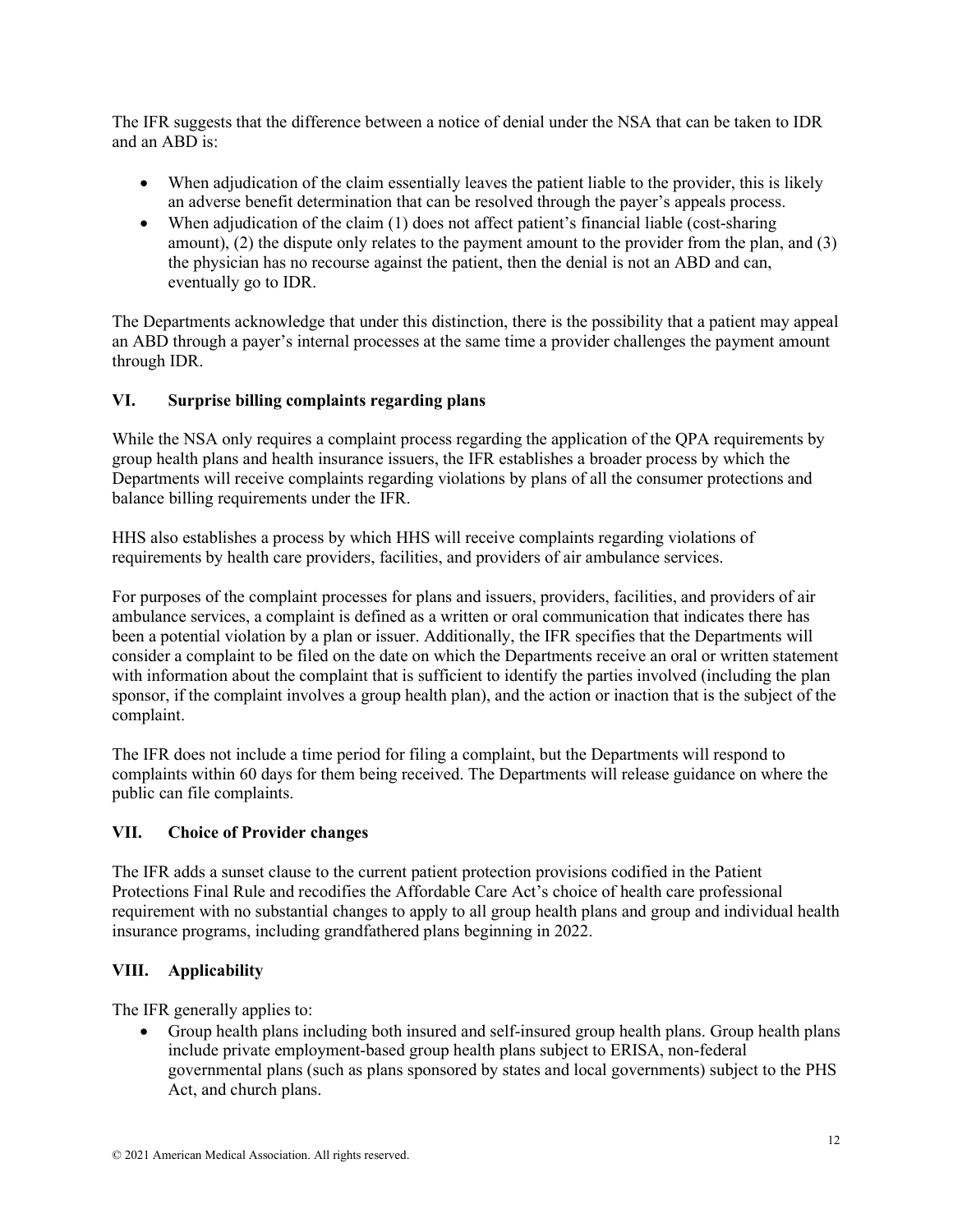The IFR suggests that the difference between a notice of denial under the NSA that can be taken to IDR and an ABD is:

- When adjudication of the claim essentially leaves the patient liable to the provider, this is likely an adverse benefit determination that can be resolved through the payer's appeals process.
- When adjudication of the claim (1) does not affect patient's financial liable (cost-sharing amount), (2) the dispute only relates to the payment amount to the provider from the plan, and (3) the physician has no recourse against the patient, then the denial is not an ABD and can, eventually go to IDR.

The Departments acknowledge that under this distinction, there is the possibility that a patient may appeal an ABD through a payer's internal processes at the same time a provider challenges the payment amount through IDR.

## VI. Surprise billing complaints regarding plans

While the NSA only requires a complaint process regarding the application of the QPA requirements by group health plans and health insurance issuers, the IFR establishes a broader process by which the Departments will receive complaints regarding violations by plans of all the consumer protections and balance billing requirements under the IFR.

HHS also establishes a process by which HHS will receive complaints regarding violations of requirements by health care providers, facilities, and providers of air ambulance services.

For purposes of the complaint processes for plans and issuers, providers, facilities, and providers of air ambulance services, a complaint is defined as a written or oral communication that indicates there has been a potential violation by a plan or issuer. Additionally, the IFR specifies that the Departments will consider a complaint to be filed on the date on which the Departments receive an oral or written statement with information about the complaint that is sufficient to identify the parties involved (including the plan sponsor, if the complaint involves a group health plan), and the action or inaction that is the subject of the complaint.

The IFR does not include a time period for filing a complaint, but the Departments will respond to complaints within 60 days for them being received. The Departments will release guidance on where the public can file complaints.

## VII. Choice of Provider changes

The IFR adds a sunset clause to the current patient protection provisions codified in the Patient Protections Final Rule and recodifies the Affordable Care Act's choice of health care professional requirement with no substantial changes to apply to all group health plans and group and individual health insurance programs, including grandfathered plans beginning in 2022.

## VIII. Applicability

The IFR generally applies to:

- Group health plans including both insured and self-insured group health plans. Group health plans include private employment-based group health plans subject to ERISA, non-federal governmental plans (such as plans sponsored by states and local governments) subject to the PHS Act, and church plans.

© 2021 American Medical Association. All rights reserved.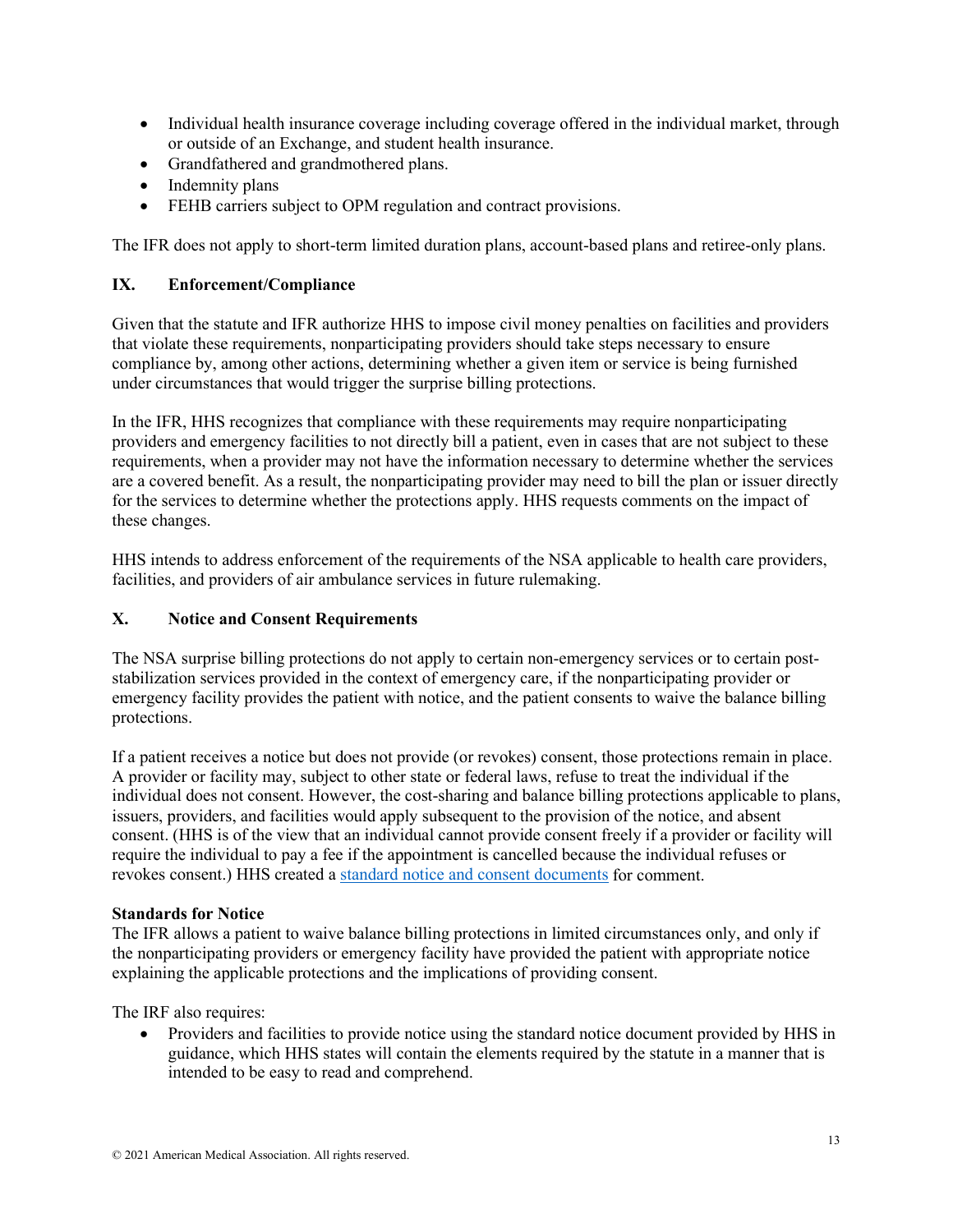- Individual health insurance coverage including coverage offered in the individual market, through or outside of an Exchange, and student health insurance.
- Grandfathered and grandmothered plans.
- Indemnity plans
- FEHB carriers subject to OPM regulation and contract provisions.

The IFR does not apply to short-term limited duration plans, account-based plans and retiree-only plans.

## IX. Enforcement/Compliance

Given that the statute and IFR authorize HHS to impose civil money penalties on facilities and providers that violate these requirements, nonparticipating providers should take steps necessary to ensure compliance by, among other actions, determining whether a given item or service is being furnished under circumstances that would trigger the surprise billing protections.

In the IFR, HHS recognizes that compliance with these requirements may require nonparticipating providers and emergency facilities to not directly bill a patient, even in cases that are not subject to these requirements, when a provider may not have the information necessary to determine whether the services are a covered benefit. As a result, the nonparticipating provider may need to bill the plan or issuer directly for the services to determine whether the protections apply. HHS requests comments on the impact of these changes.

HHS intends to address enforcement of the requirements of the NSA applicable to health care providers, facilities, and providers of air ambulance services in future rulemaking.

## X. Notice and Consent Requirements

The NSA surprise billing protections do not apply to certain non-emergency services or to certain post-stabilization services provided in the context of emergency care, if the nonparticipating provider or emergency facility provides the patient with notice, and the patient consents to waive the balance billing protections.

If a patient receives a notice but does not provide (or revokes) consent, those protections remain in place. A provider or facility may, subject to other state or federal laws, refuse to treat the individual if the individual does not consent. However, the cost-sharing and balance billing protections applicable to plans, issuers, providers, and facilities would apply subsequent to the provision of the notice, and absent consent. (HHS is of the view that an individual cannot provide consent freely if a provider or facility will require the individual to pay a fee if the appointment is cancelled because the individual refuses or revokes consent.) HHS created a standard notice and consent documents for comment.

**Standards for Notice**

The IFR allows a patient to waive balance billing protections in limited circumstances only, and only if the nonparticipating providers or emergency facility have provided the patient with appropriate notice explaining the applicable protections and the implications of providing consent.

The IRF also requires:

- Providers and facilities to provide notice using the standard notice document provided by HHS in guidance, which HHS states will contain the elements required by the statute in a manner that is intended to be easy to read and comprehend.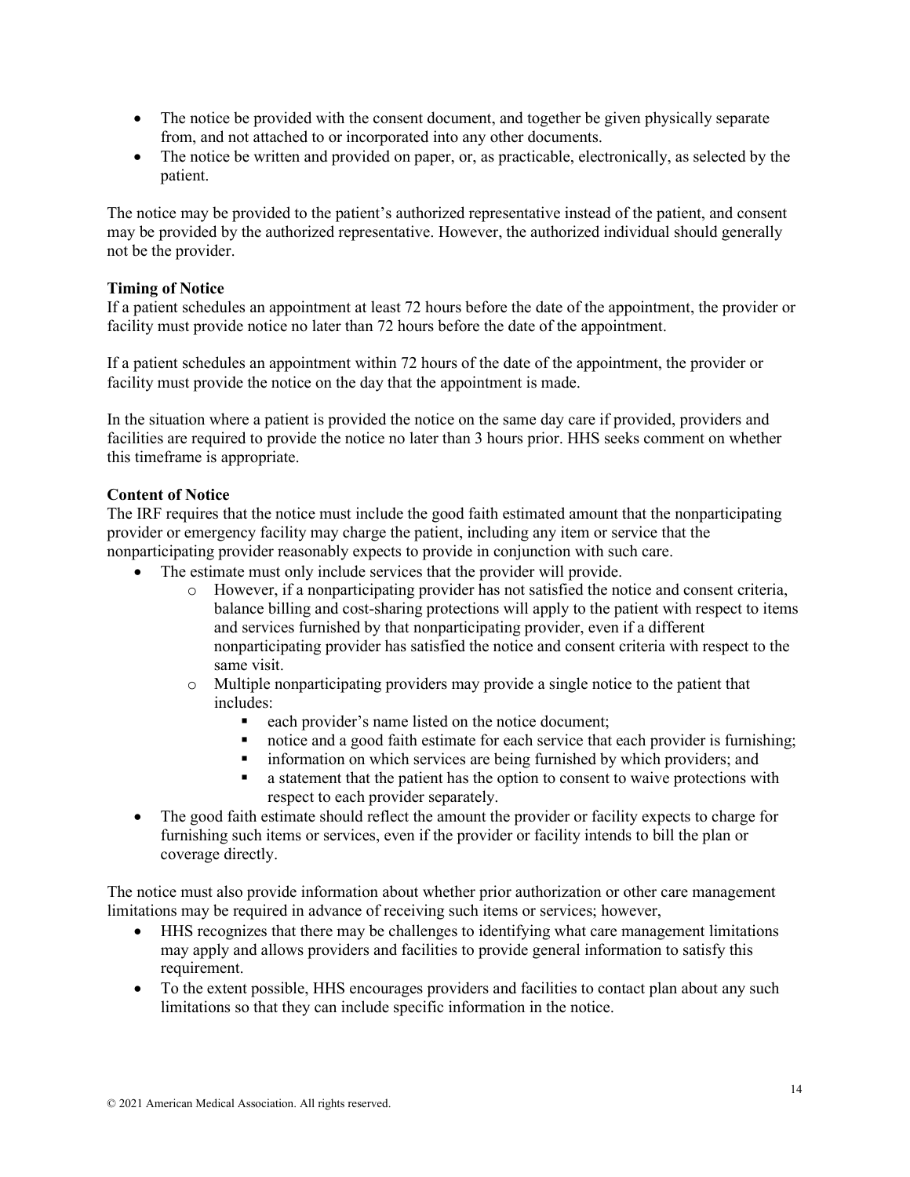- The notice be provided with the consent document, and together be given physically separate from, and not attached to or incorporated into any other documents.
- The notice be written and provided on paper, or, as practicable, electronically, as selected by the patient.

The notice may be provided to the patient's authorized representative instead of the patient, and consent may be provided by the authorized representative. However, the authorized individual should generally not be the provider.

**Timing of Notice**

If a patient schedules an appointment at least 72 hours before the date of the appointment, the provider or facility must provide notice no later than 72 hours before the date of the appointment.

If a patient schedules an appointment within 72 hours of the date of the appointment, the provider or facility must provide the notice on the day that the appointment is made.

In the situation where a patient is provided the notice on the same day care if provided, providers and facilities are required to provide the notice no later than 3 hours prior. HHS seeks comment on whether this timeframe is appropriate.

**Content of Notice**

The IRF requires that the notice must include the good faith estimated amount that the nonparticipating provider or emergency facility may charge the patient, including any item or service that the nonparticipating provider reasonably expects to provide in conjunction with such care.

- The estimate must only include services that the provider will provide.
  - However, if a nonparticipating provider has not satisfied the notice and consent criteria, balance billing and cost-sharing protections will apply to the patient with respect to items and services furnished by that nonparticipating provider, even if a different nonparticipating provider has satisfied the notice and consent criteria with respect to the same visit.
  - Multiple nonparticipating providers may provide a single notice to the patient that includes:
    - each provider's name listed on the notice document;
    - notice and a good faith estimate for each service that each provider is furnishing;
    - information on which services are being furnished by which providers; and
    - a statement that the patient has the option to consent to waive protections with respect to each provider separately.
- The good faith estimate should reflect the amount the provider or facility expects to charge for furnishing such items or services, even if the provider or facility intends to bill the plan or coverage directly.

The notice must also provide information about whether prior authorization or other care management limitations may be required in advance of receiving such items or services; however,

- HHS recognizes that there may be challenges to identifying what care management limitations may apply and allows providers and facilities to provide general information to satisfy this requirement.
- To the extent possible, HHS encourages providers and facilities to contact plan about any such limitations so that they can include specific information in the notice.

© 2021 American Medical Association. All rights reserved.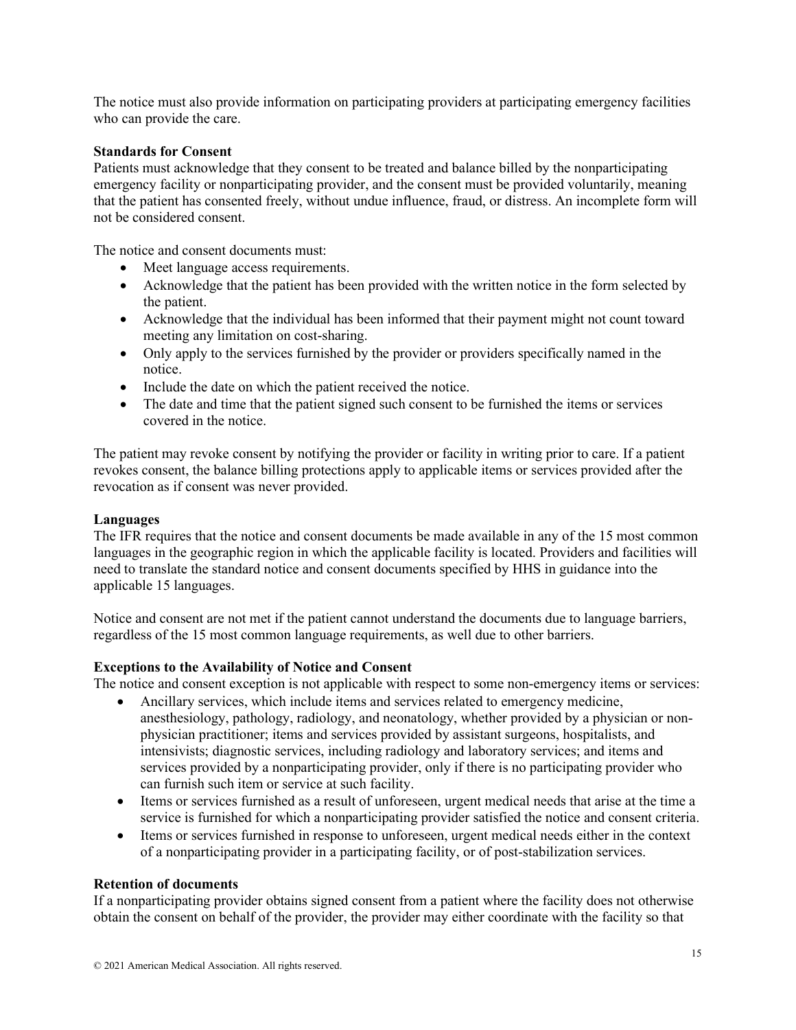The notice must also provide information on participating providers at participating emergency facilities who can provide the care.

**Standards for Consent**

Patients must acknowledge that they consent to be treated and balance billed by the nonparticipating emergency facility or nonparticipating provider, and the consent must be provided voluntarily, meaning that the patient has consented freely, without undue influence, fraud, or distress. An incomplete form will not be considered consent.

The notice and consent documents must:

- Meet language access requirements.
- Acknowledge that the patient has been provided with the written notice in the form selected by the patient.
- Acknowledge that the individual has been informed that their payment might not count toward meeting any limitation on cost-sharing.
- Only apply to the services furnished by the provider or providers specifically named in the notice.
- Include the date on which the patient received the notice.
- The date and time that the patient signed such consent to be furnished the items or services covered in the notice.

The patient may revoke consent by notifying the provider or facility in writing prior to care. If a patient revokes consent, the balance billing protections apply to applicable items or services provided after the revocation as if consent was never provided.

**Languages**

The IFR requires that the notice and consent documents be made available in any of the 15 most common languages in the geographic region in which the applicable facility is located. Providers and facilities will need to translate the standard notice and consent documents specified by HHS in guidance into the applicable 15 languages.

Notice and consent are not met if the patient cannot understand the documents due to language barriers, regardless of the 15 most common language requirements, as well due to other barriers.

**Exceptions to the Availability of Notice and Consent**

The notice and consent exception is not applicable with respect to some non-emergency items or services:

- Ancillary services, which include items and services related to emergency medicine, anesthesiology, pathology, radiology, and neonatology, whether provided by a physician or non-physician practitioner; items and services provided by assistant surgeons, hospitalists, and intensivists; diagnostic services, including radiology and laboratory services; and items and services provided by a nonparticipating provider, only if there is no participating provider who can furnish such item or service at such facility.
- Items or services furnished as a result of unforeseen, urgent medical needs that arise at the time a service is furnished for which a nonparticipating provider satisfied the notice and consent criteria.
- Items or services furnished in response to unforeseen, urgent medical needs either in the context of a nonparticipating provider in a participating facility, or of post-stabilization services.

**Retention of documents**

If a nonparticipating provider obtains signed consent from a patient where the facility does not otherwise obtain the consent on behalf of the provider, the provider may either coordinate with the facility so that

© 2021 American Medical Association. All rights reserved.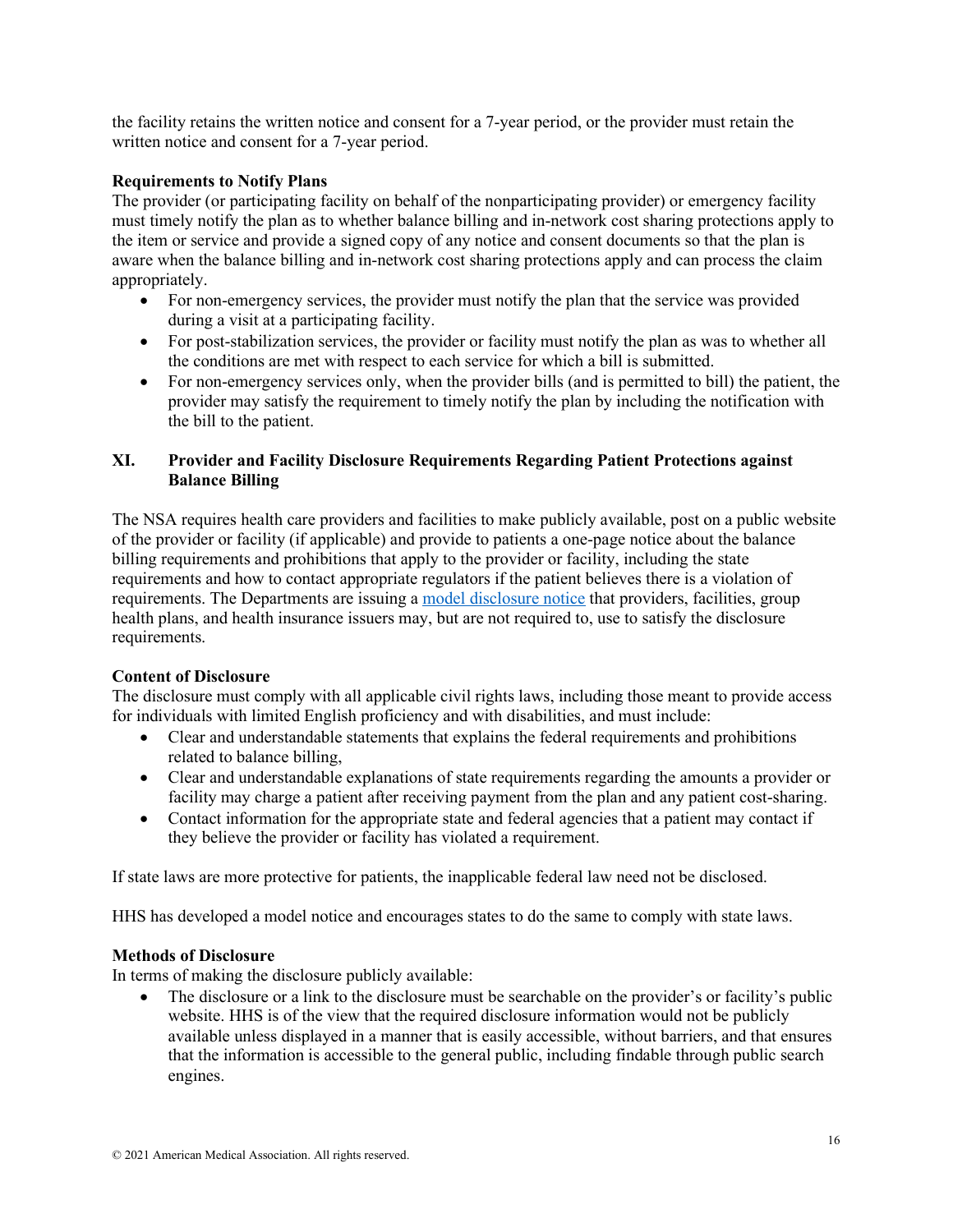the facility retains the written notice and consent for a 7-year period, or the provider must retain the written notice and consent for a 7-year period.

**Requirements to Notify Plans**

The provider (or participating facility on behalf of the nonparticipating provider) or emergency facility must timely notify the plan as to whether balance billing and in-network cost sharing protections apply to the item or service and provide a signed copy of any notice and consent documents so that the plan is aware when the balance billing and in-network cost sharing protections apply and can process the claim appropriately.

- For non-emergency services, the provider must notify the plan that the service was provided during a visit at a participating facility.
- For post-stabilization services, the provider or facility must notify the plan as was to whether all the conditions are met with respect to each service for which a bill is submitted.
- For non-emergency services only, when the provider bills (and is permitted to bill) the patient, the provider may satisfy the requirement to timely notify the plan by including the notification with the bill to the patient.

## XI. Provider and Facility Disclosure Requirements Regarding Patient Protections against Balance Billing

The NSA requires health care providers and facilities to make publicly available, post on a public website of the provider or facility (if applicable) and provide to patients a one-page notice about the balance billing requirements and prohibitions that apply to the provider or facility, including the state requirements and how to contact appropriate regulators if the patient believes there is a violation of requirements. The Departments are issuing a model disclosure notice that providers, facilities, group health plans, and health insurance issuers may, but are not required to, use to satisfy the disclosure requirements.

**Content of Disclosure**

The disclosure must comply with all applicable civil rights laws, including those meant to provide access for individuals with limited English proficiency and with disabilities, and must include:

- Clear and understandable statements that explains the federal requirements and prohibitions related to balance billing,
- Clear and understandable explanations of state requirements regarding the amounts a provider or facility may charge a patient after receiving payment from the plan and any patient cost-sharing.
- Contact information for the appropriate state and federal agencies that a patient may contact if they believe the provider or facility has violated a requirement.

If state laws are more protective for patients, the inapplicable federal law need not be disclosed.

HHS has developed a model notice and encourages states to do the same to comply with state laws.

**Methods of Disclosure**

In terms of making the disclosure publicly available:

- The disclosure or a link to the disclosure must be searchable on the provider's or facility's public website. HHS is of the view that the required disclosure information would not be publicly available unless displayed in a manner that is easily accessible, without barriers, and that ensures that the information is accessible to the general public, including findable through public search engines.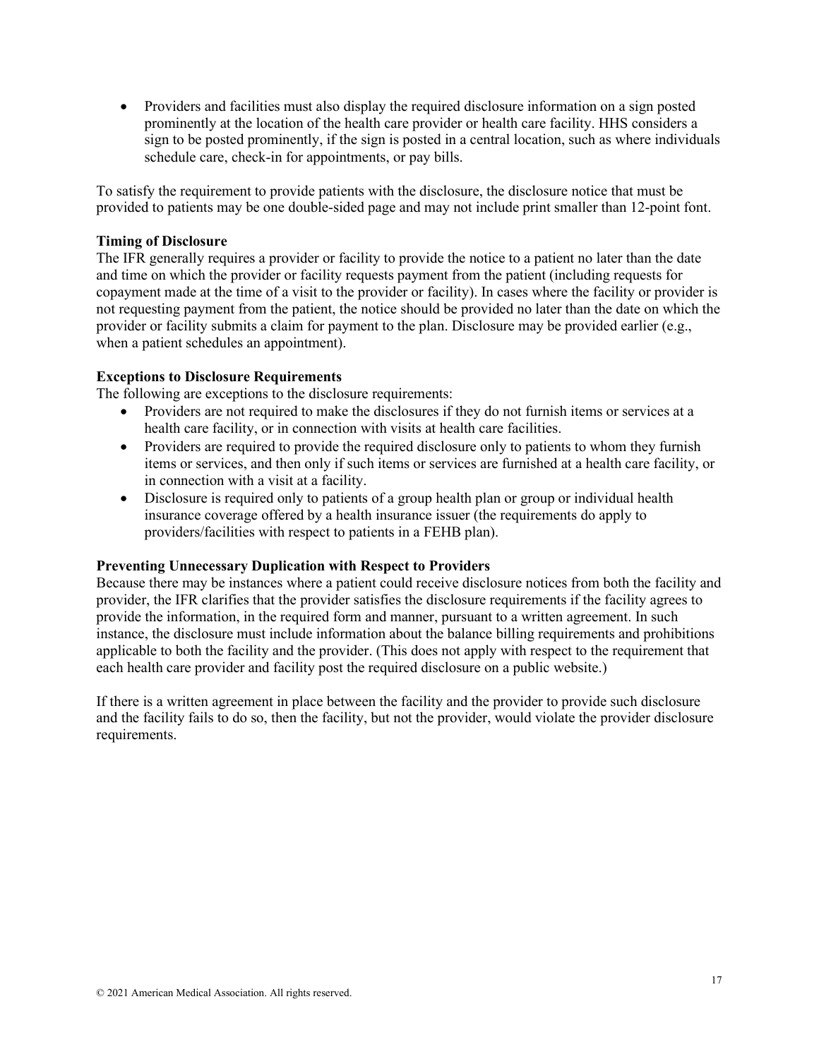- Providers and facilities must also display the required disclosure information on a sign posted prominently at the location of the health care provider or health care facility. HHS considers a sign to be posted prominently, if the sign is posted in a central location, such as where individuals schedule care, check-in for appointments, or pay bills.

To satisfy the requirement to provide patients with the disclosure, the disclosure notice that must be provided to patients may be one double-sided page and may not include print smaller than 12-point font.

**Timing of Disclosure**

The IFR generally requires a provider or facility to provide the notice to a patient no later than the date and time on which the provider or facility requests payment from the patient (including requests for copayment made at the time of a visit to the provider or facility). In cases where the facility or provider is not requesting payment from the patient, the notice should be provided no later than the date on which the provider or facility submits a claim for payment to the plan. Disclosure may be provided earlier (e.g., when a patient schedules an appointment).

**Exceptions to Disclosure Requirements**

The following are exceptions to the disclosure requirements:

- Providers are not required to make the disclosures if they do not furnish items or services at a health care facility, or in connection with visits at health care facilities.
- Providers are required to provide the required disclosure only to patients to whom they furnish items or services, and then only if such items or services are furnished at a health care facility, or in connection with a visit at a facility.
- Disclosure is required only to patients of a group health plan or group or individual health insurance coverage offered by a health insurance issuer (the requirements do apply to providers/facilities with respect to patients in a FEHB plan).

**Preventing Unnecessary Duplication with Respect to Providers**

Because there may be instances where a patient could receive disclosure notices from both the facility and provider, the IFR clarifies that the provider satisfies the disclosure requirements if the facility agrees to provide the information, in the required form and manner, pursuant to a written agreement. In such instance, the disclosure must include information about the balance billing requirements and prohibitions applicable to both the facility and the provider. (This does not apply with respect to the requirement that each health care provider and facility post the required disclosure on a public website.)

If there is a written agreement in place between the facility and the provider to provide such disclosure and the facility fails to do so, then the facility, but not the provider, would violate the provider disclosure requirements.

© 2021 American Medical Association. All rights reserved.